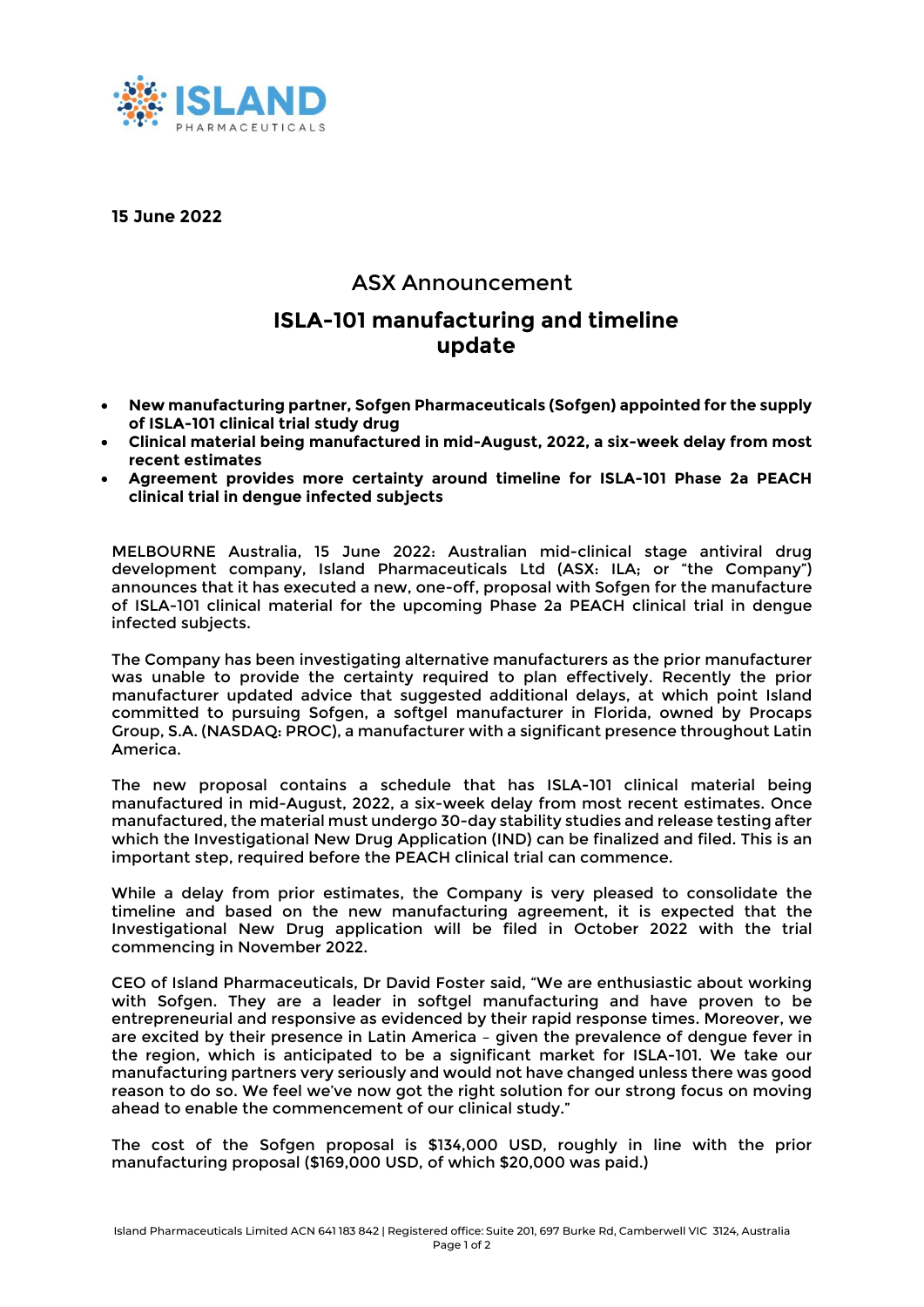**15 June 2022**

# ASX Announcement

## ISLA-101 manufacturing and timeline update

- **New manufacturing partner, Sofgen Pharmaceuticals (Sofgen) appointed for the supply of ISLA-101 clinical trial study drug**
- **Clinical material being manufactured in mid-August, 2022, a six-week delay from most recent estimates**
- **Agreement provides more certainty around timeline for ISLA-101 Phase 2a PEACH clinical trial in dengue infected subjects**

MELBOURNE Australia, 15 June 2022: Australian mid-clinical stage antiviral drug development company, Island Pharmaceuticals Ltd (ASX: ILA; or "the Company") announces that it has executed a new, one-off, proposal with Sofgen for the manufacture of ISLA-101 clinical material for the upcoming Phase 2a PEACH clinical trial in dengue infected subjects.

The Company has been investigating alternative manufacturers as the prior manufacturer was unable to provide the certainty required to plan effectively. Recently the prior manufacturer updated advice that suggested additional delays, at which point Island committed to pursuing Sofgen, a softgel manufacturer in Florida, owned by Procaps Group, S.A. (NASDAQ: PROC), a manufacturer with a significant presence throughout Latin America.

The new proposal contains a schedule that has ISLA-101 clinical material being manufactured in mid-August, 2022, a six-week delay from most recent estimates. Once manufactured, the material must undergo 30-day stability studies and release testing after which the Investigational New Drug Application (IND) can be finalized and filed. This is an important step, required before the PEACH clinical trial can commence.

While a delay from prior estimates, the Company is very pleased to consolidate the timeline and based on the new manufacturing agreement, it is expected that the Investigational New Drug application will be filed in October 2022 with the trial commencing in November 2022.

CEO of Island Pharmaceuticals, Dr David Foster said, "We are enthusiastic about working with Sofgen. They are a leader in softgel manufacturing and have proven to be entrepreneurial and responsive as evidenced by their rapid response times. Moreover, we are excited by their presence in Latin America – given the prevalence of dengue fever in the region, which is anticipated to be a significant market for ISLA-101. We take our manufacturing partners very seriously and would not have changed unless there was good reason to do so. We feel we've now got the right solution for our strong focus on moving ahead to enable the commencement of our clinical study."

The cost of the Sofgen proposal is $134,000 USD, roughly in line with the prior manufacturing proposal ($169,000 USD, of which $20,000 was paid.)

Island Pharmaceuticals Limited ACN 641 183 842 | Registered office: Suite 201, 697 Burke Rd, Camberwell VIC 3124, Australia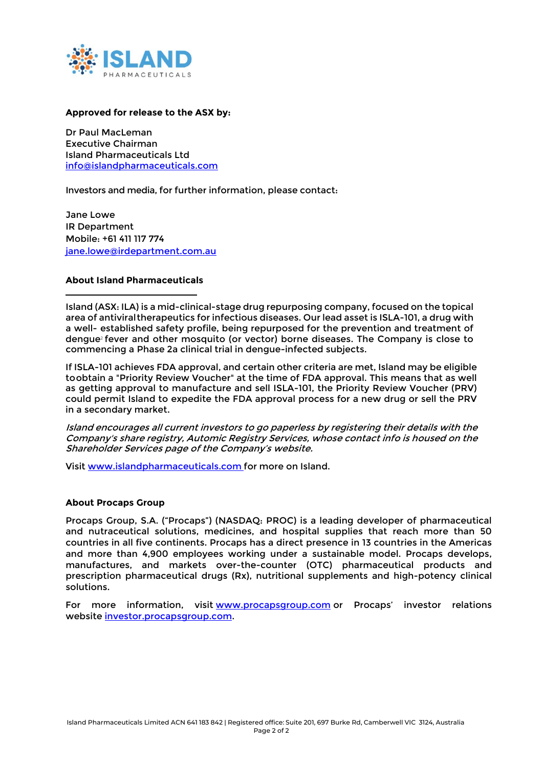**Approved for release to the ASX by:**

Dr Paul MacLeman
Executive Chairman
Island Pharmaceuticals Ltd
info@islandpharmaceuticals.com

Investors and media, for further information, please contact:

Jane Lowe
IR Department
Mobile: +61 411 117 774
jane.lowe@irdepartment.com.au

**About Island Pharmaceuticals**

Island (ASX: ILA) is a mid-clinical-stage drug repurposing company, focused on the topical area of antiviral therapeutics for infectious diseases. Our lead asset is ISLA-101, a drug with a well- established safety profile, being repurposed for the prevention and treatment of dengue[2] fever and other mosquito (or vector) borne diseases. The Company is close to commencing a Phase 2a clinical trial in dengue-infected subjects.

If ISLA-101 achieves FDA approval, and certain other criteria are met, Island may be eligible to obtain a "Priority Review Voucher" at the time of FDA approval. This means that as well as getting approval to manufacture and sell ISLA-101, the Priority Review Voucher (PRV) could permit Island to expedite the FDA approval process for a new drug or sell the PRV in a secondary market.

*Island encourages all current investors to go paperless by registering their details with the Company's share registry, Automic Registry Services, whose contact info is housed on the Shareholder Services page of the Company's website.*

Visit www.islandpharmaceuticals.com for more on Island.

**About Procaps Group**

Procaps Group, S.A. ("Procaps") (NASDAQ: PROC) is a leading developer of pharmaceutical and nutraceutical solutions, medicines, and hospital supplies that reach more than 50 countries in all five continents. Procaps has a direct presence in 13 countries in the Americas and more than 4,900 employees working under a sustainable model. Procaps develops, manufactures, and markets over-the-counter (OTC) pharmaceutical products and prescription pharmaceutical drugs (Rx), nutritional supplements and high-potency clinical solutions.

For more information, visit www.procapsgroup.com or Procaps' investor relations website investor.procapsgroup.com.

Island Pharmaceuticals Limited ACN 641 183 842 | Registered office: Suite 201, 697 Burke Rd, Camberwell VIC 3124, Australia